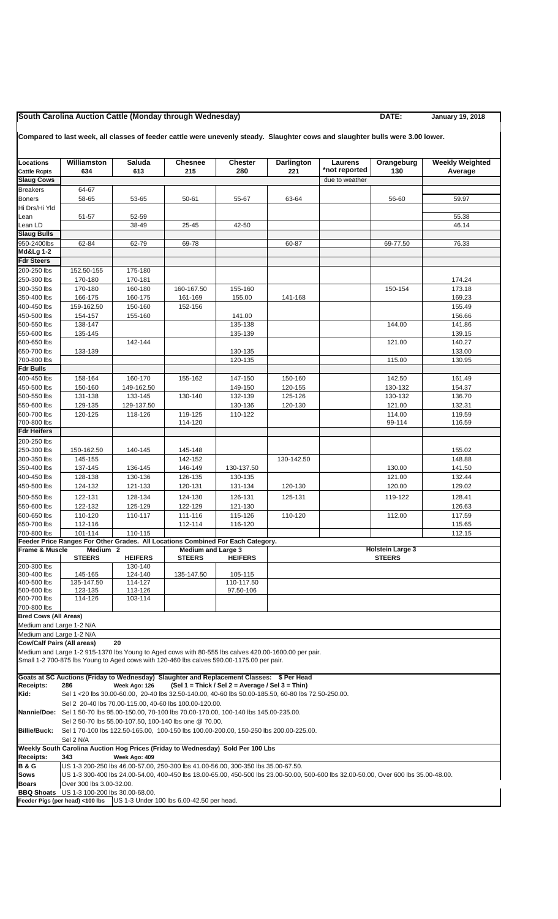# South Carolina Auction Cattle (Monday through Wednesday)

**DATE: January 19, 2018**

**Compared to last week, all classes of feeder cattle were unevenly steady. Slaughter cows and slaughter bulls were 3.00 lower.**

| Locations | Williamston | Saluda | Chesnee | Chester | Darlington | Laurens | Orangeburg | Weekly Weighted |
|---|---|---|---|---|---|---|---|---|
| Cattle Rcpts | 634 | 613 | 215 | 280 | 221 | *not reported | 130 | Average |
| **Slaug Cows** | | | | | | due to weather | | |
| Breakers | 64-67 | | | | | | | |
| Boners | 58-65 | 53-65 | 50-61 | 55-67 | 63-64 | | 56-60 | 59.97 |
| Hi Drs/Hi Yld | | | | | | | | |
| Lean | 51-57 | 52-59 | | | | | | 55.38 |
| Lean LD | | 38-49 | 25-45 | 42-50 | | | | 46.14 |
| **Slaug Bulls** | | | | | | | | |
| 950-2400lbs | 62-84 | 62-79 | 69-78 | | 60-87 | | 69-77.50 | 76.33 |
| **Md&Lg 1-2** | | | | | | | | |
| **Fdr Steers** | | | | | | | | |
| 200-250 lbs | 152.50-155 | 175-180 | | | | | | |
| 250-300 lbs | 170-180 | 170-181 | | | | | | 174.24 |
| 300-350 lbs | 170-180 | 160-180 | 160-167.50 | 155-160 | | | 150-154 | 173.18 |
| 350-400 lbs | 166-175 | 160-175 | 161-169 | 155.00 | 141-168 | | | 169.23 |
| 400-450 lbs | 159-162.50 | 150-160 | 152-156 | | | | | 155.49 |
| 450-500 lbs | 154-157 | 155-160 | | 141.00 | | | | 156.66 |
| 500-550 lbs | 138-147 | | | 135-138 | | | 144.00 | 141.86 |
| 550-600 lbs | 135-145 | | | 135-139 | | | | 139.15 |
| 600-650 lbs | | 142-144 | | | | | 121.00 | 140.27 |
| 650-700 lbs | 133-139 | | | 130-135 | | | | 133.00 |
| 700-800 lbs | | | | 120-135 | | | 115.00 | 130.95 |
| **Fdr Bulls** | | | | | | | | |
| 400-450 lbs | 158-164 | 160-170 | 155-162 | 147-150 | 150-160 | | 142.50 | 161.49 |
| 450-500 lbs | 150-160 | 149-162.50 | | 149-150 | 120-155 | | 130-132 | 154.37 |
| 500-550 lbs | 131-138 | 133-145 | 130-140 | 132-139 | 125-126 | | 130-132 | 136.70 |
| 550-600 lbs | 129-135 | 129-137.50 | | 130-136 | 120-130 | | 121.00 | 132.31 |
| 600-700 lbs | 120-125 | 118-126 | 119-125 | 110-122 | | | 114.00 | 119.59 |
| 700-800 lbs | | | 114-120 | | | | 99-114 | 116.59 |
| **Fdr Heifers** | | | | | | | | |
| 200-250 lbs | | | | | | | | |
| 250-300 lbs | 150-162.50 | 140-145 | 145-148 | | | | | 155.02 |
| 300-350 lbs | 145-155 | | 142-152 | | 130-142.50 | | | 148.88 |
| 350-400 lbs | 137-145 | 136-145 | 146-149 | 130-137.50 | | | 130.00 | 141.50 |
| 400-450 lbs | 128-138 | 130-136 | 126-135 | 130-135 | | | 121.00 | 132.44 |
| 450-500 lbs | 124-132 | 121-133 | 120-131 | 131-134 | 120-130 | | 120.00 | 129.02 |
| 500-550 lbs | 122-131 | 128-134 | 124-130 | 126-131 | 125-131 | | 119-122 | 128.41 |
| 550-600 lbs | 122-132 | 125-129 | 122-129 | 121-130 | | | | 126.63 |
| 600-650 lbs | 110-120 | 110-117 | 111-116 | 115-126 | 110-120 | | 112.00 | 117.59 |
| 650-700 lbs | 112-116 | | 112-114 | 116-120 | | | | 115.65 |
| 700-800 lbs | 101-114 | 110-115 | | | | | | 112.15 |

**Feeder Price Ranges For Other Grades. All Locations Combined For Each Category.**

| Frame & Muscle | Medium 2 | | Medium and Large 3 | | Holstein Large 3 |
|---|---|---|---|---|---|
| | STEERS | HEIFERS | STEERS | HEIFERS | STEERS |
| 200-300 lbs | | 130-140 | | | |
| 300-400 lbs | 145-165 | 124-140 | 135-147.50 | 105-115 | |
| 400-500 lbs | 135-147.50 | 114-127 | | 110-117.50 | |
| 500-600 lbs | 123-135 | 113-126 | | 97.50-106 | |
| 600-700 lbs | 114-126 | 103-114 | | | |
| 700-800 lbs | | | | | |

**Bred Cows (All Areas)**

Medium and Large 1-2 N/A

Medium and Large 1-2 N/A

**Cow/Calf Pairs (All areas)** 20

Medium and Large 1-2 915-1370 lbs Young to Aged cows with 80-555 lbs calves 420.00-1600.00 per pair.

Small 1-2 700-875 lbs Young to Aged cows with 120-460 lbs calves 590.00-1175.00 per pair.

**Goats at SC Auctions (Friday to Wednesday) Slaughter and Replacement Classes: $ Per Head**

**Receipts:** 286 **Week Ago: 126** **(Sel 1 = Thick / Sel 2 = Average / Sel 3 = Thin)**

**Kid:** Sel 1 <20 lbs 30.00-60.00, 20-40 lbs 32.50-140.00, 40-60 lbs 50.00-185.50, 60-80 lbs 72.50-250.00.
Sel 2 20-40 lbs 70.00-115.00, 40-60 lbs 100.00-120.00.

**Nannie/Doe:** Sel 1 50-70 lbs 95.00-150.00, 70-100 lbs 70.00-170.00, 100-140 lbs 145.00-235.00.
Sel 2 50-70 lbs 55.00-107.50, 100-140 lbs one @ 70.00.

**Billie/Buck:** Sel 1 70-100 lbs 122.50-165.00, 100-150 lbs 100.00-200.00, 150-250 lbs 200.00-225.00.
Sel 2 N/A

**Weekly South Carolina Auction Hog Prices (Friday to Wednesday) Sold Per 100 Lbs**

**Receipts:** 343 **Week Ago: 409**

**B & G** US 1-3 200-250 lbs 46.00-57.00, 250-300 lbs 41.00-56.00, 300-350 lbs 35.00-67.50.

**Sows** US 1-3 300-400 lbs 24.00-54.00, 400-450 lbs 18.00-65.00, 450-500 lbs 23.00-50.00, 500-600 lbs 32.00-50.00, Over 600 lbs 35.00-48.00.

**Boars** Over 300 lbs 3.00-32.00.

**BBQ Shoats** US 1-3 100-200 lbs 30.00-68.00.

**Feeder Pigs (per head) <100 lbs** US 1-3 Under 100 lbs 6.00-42.50 per head.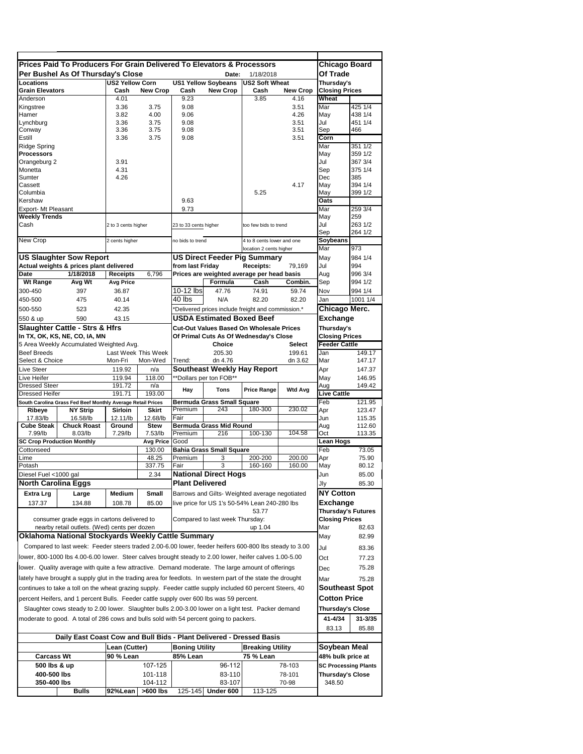## Prices Paid To Producers For Grain Delivered To Elevators & Processors

Per Bushel As Of Thursday's Close — Date: 1/18/2018

| Locations | US2 Yellow Corn Cash | US2 Yellow Corn New Crop | US1 Yellow Soybeans Cash | US1 Yellow Soybeans New Crop | US2 Soft Wheat Cash | US2 Soft Wheat New Crop |
|---|---|---|---|---|---|---|
| **Grain Elevators** | | | | | | |
| Anderson | 4.01 | | 9.23 | | 3.85 | 4.16 |
| Kingstree | 3.36 | 3.75 | 9.08 | | | 3.51 |
| Hamer | 3.82 | 4.00 | 9.06 | | | 4.26 |
| Lynchburg | 3.36 | 3.75 | 9.08 | | | 3.51 |
| Conway | 3.36 | 3.75 | 9.08 | | | 3.51 |
| Estill | 3.36 | 3.75 | 9.08 | | | 3.51 |
| Ridge Spring | | | | | | |
| **Processors** | | | | | | |
| Orangeburg 2 | 3.91 | | | | | |
| Monetta | 4.31 | | | | | |
| Sumter | 4.26 | | | | | |
| Cassett | | | | | | 4.17 |
| Columbia | | | | | 5.25 | |
| Kershaw | | | 9.63 | | | |
| Export- Mt Pleasant | | | 9.73 | | | |
| **Weekly Trends** | | | | | | |
| Cash | 2 to 3 cents higher | | 23 to 33 cents higher | | too few bids to trend | |
| New Crop | 2 cents higher | | no bids to trend | | 4 to 8 cents lower and one location 2 cents higher | |

## Chicago Board Of Trade

Thursday's Closing Prices

| | |
|---|---|
| **Wheat** | |
| Mar | 425 1/4 |
| May | 438 1/4 |
| Jul | 451 1/4 |
| Sep | 466 |
| **Corn** | |
| Mar | 351 1/2 |
| May | 359 1/2 |
| Jul | 367 3/4 |
| Sep | 375 1/4 |
| Dec | 385 |
| May | 394 1/4 |
| May | 399 1/2 |
| **Oats** | |
| Mar | 259 3/4 |
| May | 259 |
| Jul | 263 1/2 |
| Sep | 264 1/2 |
| **Soybeans** | |
| Mar | 973 |
| May | 984 1/4 |
| Jul | 994 |
| Aug | 996 3/4 |
| Sep | 994 1/2 |
| Nov | 994 1/4 |
| Jan | 1001 1/4 |

## US Slaughter Sow Report

Actual weights & prices plant delivered

| Date | 1/18/2018 | Receipts | 6,796 |
|---|---|---|---|
| **Wt Range** | **Avg Wt** | **Avg Price** | |
| 300-450 | 397 | 36.87 | |
| 450-500 | 475 | 40.14 | |
| 500-550 | 523 | 42.35 | |
| 550 & up | 590 | 43.15 | |

## US Direct Feeder Pig Summary

from last Friday — Receipts: 79,169

Prices are weighted average per head basis

| | Formula | Cash | Combin. |
|---|---|---|---|
| 10-12 lbs | 47.76 | 74.91 | 59.74 |
| 40 lbs | N/A | 82.20 | 82.20 |

*Delivered prices include freight and commission.*

## Slaughter Cattle - Strs & Hfrs

In TX, OK, KS, NE, CO, IA, MN

5 Area Weekly Accumulated Weighted Avg.

| Beef Breeds | Last Week Mon-Fri | This Week Mon-Wed |
|---|---|---|
| Select & Choice | | |
| Live Steer | 119.92 | n/a |
| Live Heifer | 119.94 | 118.00 |
| Dressed Steer | 191.72 | n/a |
| Dressed Heifer | 191.71 | 193.00 |

## USDA Estimated Boxed Beef

Cut-Out Values Based On Wholesale Prices Of Primal Cuts As Of Wednesday's Close

| | Choice | Select |
|---|---|---|
| | 205.30 | 199.61 |
| Trend: | dn 4.76 | dn 3.62 |

## Chicago Merc. Exchange

Thursday's Closing Prices

| | |
|---|---|
| **Feeder Cattle** | |
| Jan | 149.17 |
| Mar | 147.17 |
| Apr | 147.37 |
| May | 146.95 |
| Aug | 149.42 |
| **Live Cattle** | |
| Feb | 121.95 |
| Apr | 123.47 |
| Jun | 115.35 |
| Aug | 112.60 |
| Oct | 113.35 |
| **Lean Hogs** | |
| Feb | 73.05 |
| Apr | 75.90 |
| May | 80.12 |
| Jun | 85.00 |
| Jly | 85.30 |

## South Carolina Grass Fed Beef Monthly Average Retail Prices

| Ribeye | NY Strip | Sirloin | Skirt |
|---|---|---|---|
| 17.83/lb | 16.58/lb | 12.11/lb | 12.68/lb |
| **Cube Steak** | **Chuck Roast** | **Ground** | **Stew** |
| 7.99/lb | 8.03/lb | 7.29/lb | 7.53/lb |

## SC Crop Production Monthly

| | Avg Price |
|---|---|
| Cottonseed | 130.00 |
| Lime | 48.25 |
| Potash | 337.75 |
| Diesel Fuel <1000 gal | 2.34 |

## Southeast Weekly Hay Report

**Dollars per ton FOB**

| Hay | Tons | Price Range | Wtd Avg |
|---|---|---|---|
| **Bermuda Grass Small Square** | | | |
| Premium | 243 | 180-300 | 230.02 |
| Fair | | | |
| **Bermuda Grass Mid Round** | | | |
| Premium | 216 | 100-130 | 104.58 |
| Good | | | |
| **Bahia Grass Small Square** | | | |
| Premium | 3 | 200-200 | 200.00 |
| Fair | 3 | 160-160 | 160.00 |

## North Carolina Eggs

| Extra Lrg | Large | Medium | Small |
|---|---|---|---|
| 137.37 | 134.88 | 108.78 | 85.00 |

consumer grade eggs in cartons delivered to nearby retail outlets. (Wed) cents per dozen

## National Direct Hogs

**Plant Delivered**

Barrows and Gilts- Weighted average negotiated live price for US 1's 50-54% Lean 240-280 lbs

53.77

Compared to last week Thursday:

up 1.04

## NY Cotton Exchange

Thursday's Futures Closing Prices

| | |
|---|---|
| Mar | 82.63 |
| May | 82.99 |
| Jul | 83.36 |
| Oct | 77.23 |
| Dec | 75.28 |
| Mar | 75.28 |

## Southeast Spot Cotton Price

Thursday's Close

| 41-4/34 | 31-3/35 |
|---|---|
| 83.13 | 85.88 |

## Oklahoma National Stockyards Weekly Cattle Summary

Compared to last week: Feeder steers traded 2.00-6.00 lower, feeder heifers 600-800 lbs steady to 3.00 lower, 800-1000 lbs 4.00-6.00 lower. Steer calves brought steady to 2.00 lower, heifer calves 1.00-5.00 lower. Quality average with quite a few attractive. Demand moderate. The large amount of offerings lately have brought a supply glut in the trading area for feedlots. In western part of the state the drought continues to take a toll on the wheat grazing supply. Feeder cattle supply included 60 percent Steers, 40 percent Heifers, and 1 percent Bulls. Feeder cattle supply over 600 lbs was 59 percent.

Slaughter cows steady to 2.00 lower. Slaughter bulls 2.00-3.00 lower on a light test. Packer demand moderate to good. A total of 286 cows and bulls sold with 54 percent going to packers.

## Daily East Coast Cow and Bull Bids - Plant Delivered - Dressed Basis

| Carcass Wt | Lean (Cutter) 90 % Lean | Boning Utility 85% Lean | Breaking Utility 75 % Lean |
|---|---|---|---|
| 500 lbs & up | 107-125 | 96-112 | 78-103 |
| 400-500 lbs | 101-118 | 83-110 | 78-101 |
| 350-400 lbs | 104-112 | 83-107 | 70-98 |
| **Bulls** 92%Lean | >600 lbs 125-145 | Under 600 113-125 | |

## Soybean Meal

48% bulk price at SC Processing Plants

Thursday's Close

348.50